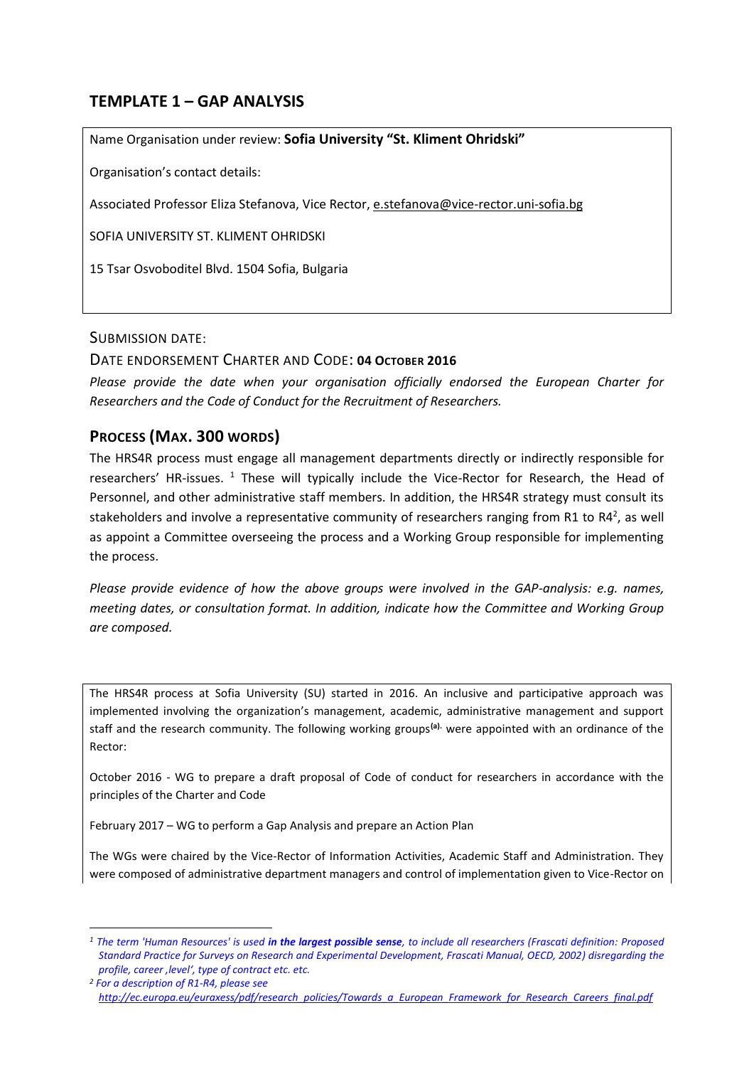## TEMPLATE 1 – GAP ANALYSIS

Name Organisation under review: **Sofia University "St. Kliment Ohridski"**

Organisation's contact details:

Associated Professor Eliza Stefanova, Vice Rector, e.stefanova@vice-rector.uni-sofia.bg

SOFIA UNIVERSITY ST. KLIMENT OHRIDSKI

15 Tsar Osvoboditel Blvd. 1504 Sofia, Bulgaria

SUBMISSION DATE:

DATE ENDORSEMENT CHARTER AND CODE: **04 OCTOBER 2016**

*Please provide the date when your organisation officially endorsed the European Charter for Researchers and the Code of Conduct for the Recruitment of Researchers.*

### PROCESS (MAX. 300 WORDS)

The HRS4R process must engage all management departments directly or indirectly responsible for researchers' HR-issues. [1] These will typically include the Vice-Rector for Research, the Head of Personnel, and other administrative staff members. In addition, the HRS4R strategy must consult its stakeholders and involve a representative community of researchers ranging from R1 to R4[2], as well as appoint a Committee overseeing the process and a Working Group responsible for implementing the process.

*Please provide evidence of how the above groups were involved in the GAP-analysis: e.g. names, meeting dates, or consultation format. In addition, indicate how the Committee and Working Group are composed.*

The HRS4R process at Sofia University (SU) started in 2016. An inclusive and participative approach was implemented involving the organization's management, academic, administrative management and support staff and the research community. The following working groups[(a)] were appointed with an ordinance of the Rector:

October 2016 - WG to prepare a draft proposal of Code of conduct for researchers in accordance with the principles of the Charter and Code

February 2017 – WG to perform a Gap Analysis and prepare an Action Plan

The WGs were chaired by the Vice-Rector of Information Activities, Academic Staff and Administration. They were composed of administrative department managers and control of implementation given to Vice-Rector on

---

[1] *The term 'Human Resources' is used **in the largest possible sense**, to include all researchers (Frascati definition: Proposed Standard Practice for Surveys on Research and Experimental Development, Frascati Manual, OECD, 2002) disregarding the profile, career ,level', type of contract etc. etc.*

[2] *For a description of R1-R4, please see http://ec.europa.eu/euraxess/pdf/research_policies/Towards_a_European_Framework_for_Research_Careers_final.pdf*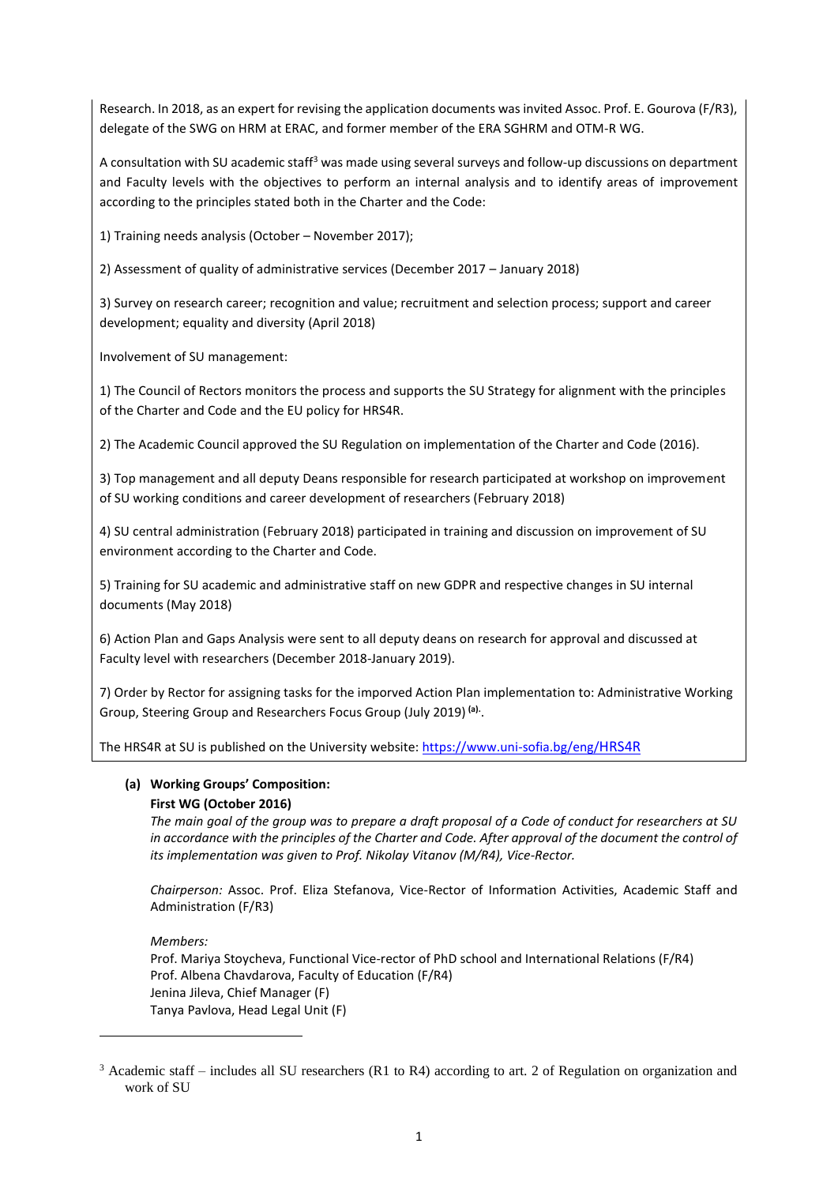Research. In 2018, as an expert for revising the application documents was invited Assoc. Prof. E. Gourova (F/R3), delegate of the SWG on HRM at ERAC, and former member of the ERA SGHRM and OTM-R WG.

A consultation with SU academic staff[3] was made using several surveys and follow-up discussions on department and Faculty levels with the objectives to perform an internal analysis and to identify areas of improvement according to the principles stated both in the Charter and the Code:

1) Training needs analysis (October – November 2017);

2) Assessment of quality of administrative services (December 2017 – January 2018)

3) Survey on research career; recognition and value; recruitment and selection process; support and career development; equality and diversity (April 2018)

Involvement of SU management:

1) The Council of Rectors monitors the process and supports the SU Strategy for alignment with the principles of the Charter and Code and the EU policy for HRS4R.

2) The Academic Council approved the SU Regulation on implementation of the Charter and Code (2016).

3) Top management and all deputy Deans responsible for research participated at workshop on improvement of SU working conditions and career development of researchers (February 2018)

4) SU central administration (February 2018) participated in training and discussion on improvement of SU environment according to the Charter and Code.

5) Training for SU academic and administrative staff on new GDPR and respective changes in SU internal documents (May 2018)

6) Action Plan and Gaps Analysis were sent to all deputy deans on research for approval and discussed at Faculty level with researchers (December 2018-January 2019).

7) Order by Rector for assigning tasks for the imporved Action Plan implementation to: Administrative Working Group, Steering Group and Researchers Focus Group (July 2019) [(a)].

The HRS4R at SU is published on the University website: https://www.uni-sofia.bg/eng/HRS4R

**(a) Working Groups' Composition:**

**First WG (October 2016)**

*The main goal of the group was to prepare a draft proposal of a Code of conduct for researchers at SU in accordance with the principles of the Charter and Code. After approval of the document the control of its implementation was given to Prof. Nikolay Vitanov (M/R4), Vice-Rector.*

*Chairperson:* Assoc. Prof. Eliza Stefanova, Vice-Rector of Information Activities, Academic Staff and Administration (F/R3)

*Members:*
Prof. Mariya Stoycheva, Functional Vice-rector of PhD school and International Relations (F/R4)
Prof. Albena Chavdarova, Faculty of Education (F/R4)
Jenina Jileva, Chief Manager (F)
Tanya Pavlova, Head Legal Unit (F)

[3] Academic staff – includes all SU researchers (R1 to R4) according to art. 2 of Regulation on organization and work of SU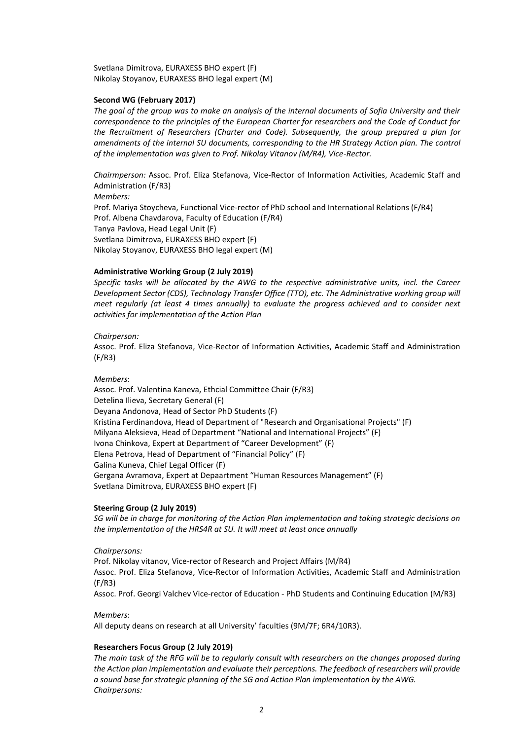Svetlana Dimitrova, EURAXESS BHO expert (F)
Nikolay Stoyanov, EURAXESS BHO legal expert (M)

**Second WG (February 2017)**

*The goal of the group was to make an analysis of the internal documents of Sofia University and their correspondence to the principles of the European Charter for researchers and the Code of Conduct for the Recruitment of Researchers (Charter and Code). Subsequently, the group prepared a plan for amendments of the internal SU documents, corresponding to the HR Strategy Action plan. The control of the implementation was given to Prof. Nikolay Vitanov (M/R4), Vice-Rector.*

*Chairmperson:* Assoc. Prof. Eliza Stefanova, Vice-Rector of Information Activities, Academic Staff and Administration (F/R3)
*Members:*
Prof. Mariya Stoycheva, Functional Vice-rector of PhD school and International Relations (F/R4)
Prof. Albena Chavdarova, Faculty of Education (F/R4)
Tanya Pavlova, Head Legal Unit (F)
Svetlana Dimitrova, EURAXESS BHO expert (F)
Nikolay Stoyanov, EURAXESS BHO legal expert (M)

**Administrative Working Group (2 July 2019)**

*Specific tasks will be allocated by the AWG to the respective administrative units, incl. the Career Development Sector (CDS), Technology Transfer Office (TTO), etc. The Administrative working group will meet regularly (at least 4 times annually) to evaluate the progress achieved and to consider next activities for implementation of the Action Plan*

*Chairperson:*
Assoc. Prof. Eliza Stefanova, Vice-Rector of Information Activities, Academic Staff and Administration (F/R3)

*Members*:
Assoc. Prof. Valentina Kaneva, Ethcial Committee Chair (F/R3)
Detelina Ilieva, Secretary General (F)
Deyana Andonova, Head of Sector PhD Students (F)
Kristina Ferdinandova, Head of Department of "Research and Organisational Projects" (F)
Milyana Aleksieva, Head of Department "National and International Projects" (F)
Ivona Chinkova, Expert at Department of "Career Development" (F)
Elena Petrova, Head of Department of "Financial Policy" (F)
Galina Kuneva, Chief Legal Officer (F)
Gergana Avramova, Expert at Depaartment "Human Resources Management" (F)
Svetlana Dimitrova, EURAXESS BHO expert (F)

**Steering Group (2 July 2019)**

*SG will be in charge for monitoring of the Action Plan implementation and taking strategic decisions on the implementation of the HRS4R at SU. It will meet at least once annually*

*Chairpersons:*
Prof. Nikolay vitanov, Vice-rector of Research and Project Affairs (M/R4)
Assoc. Prof. Eliza Stefanova, Vice-Rector of Information Activities, Academic Staff and Administration (F/R3)
Assoc. Prof. Georgi Valchev Vice-rector of Education - PhD Students and Continuing Education (M/R3)

*Members*:
All deputy deans on research at all University' faculties (9M/7F; 6R4/10R3).

**Researchers Focus Group (2 July 2019)**

*The main task of the RFG will be to regularly consult with researchers on the changes proposed during the Action plan implementation and evaluate their perceptions. The feedback of researchers will provide a sound base for strategic planning of the SG and Action Plan implementation by the AWG.*
*Chairpersons:*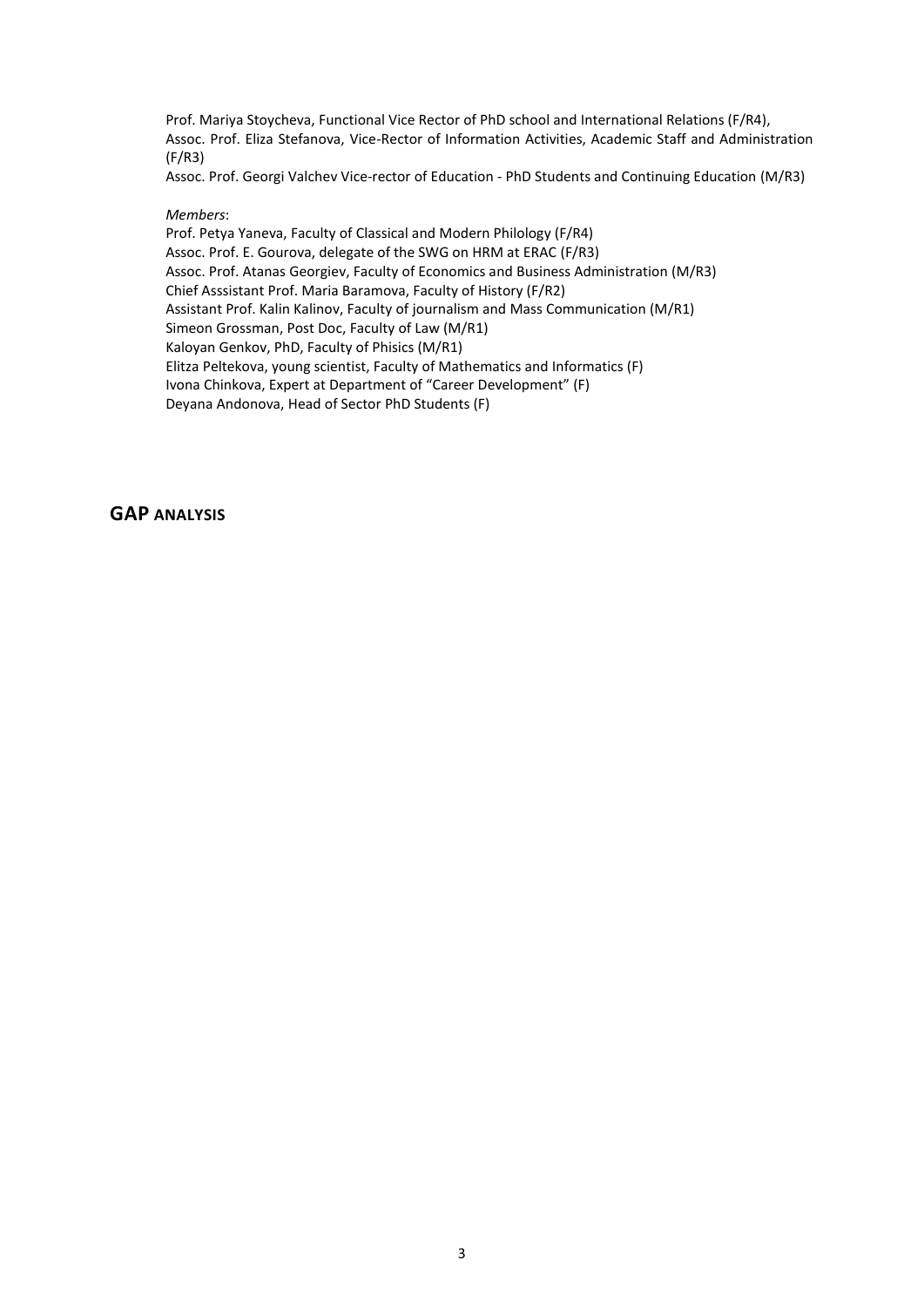Prof. Mariya Stoycheva, Functional Vice Rector of PhD school and International Relations (F/R4),
Assoc. Prof. Eliza Stefanova, Vice-Rector of Information Activities, Academic Staff and Administration (F/R3)
Assoc. Prof. Georgi Valchev Vice-rector of Education - PhD Students and Continuing Education (M/R3)

*Members*:
Prof. Petya Yaneva, Faculty of Classical and Modern Philology (F/R4)
Assoc. Prof. E. Gourova, delegate of the SWG on HRM at ERAC (F/R3)
Assoc. Prof. Atanas Georgiev, Faculty of Economics and Business Administration (M/R3)
Chief Asssistant Prof. Maria Baramova, Faculty of History (F/R2)
Assistant Prof. Kalin Kalinov, Faculty of journalism and Mass Communication (M/R1)
Simeon Grossman, Post Doc, Faculty of Law (M/R1)
Kaloyan Genkov, PhD, Faculty of Phisics (M/R1)
Elitza Peltekova, young scientist, Faculty of Mathematics and Informatics (F)
Ivona Chinkova, Expert at Department of "Career Development" (F)
Deyana Andonova, Head of Sector PhD Students (F)

## GAP ANALYSIS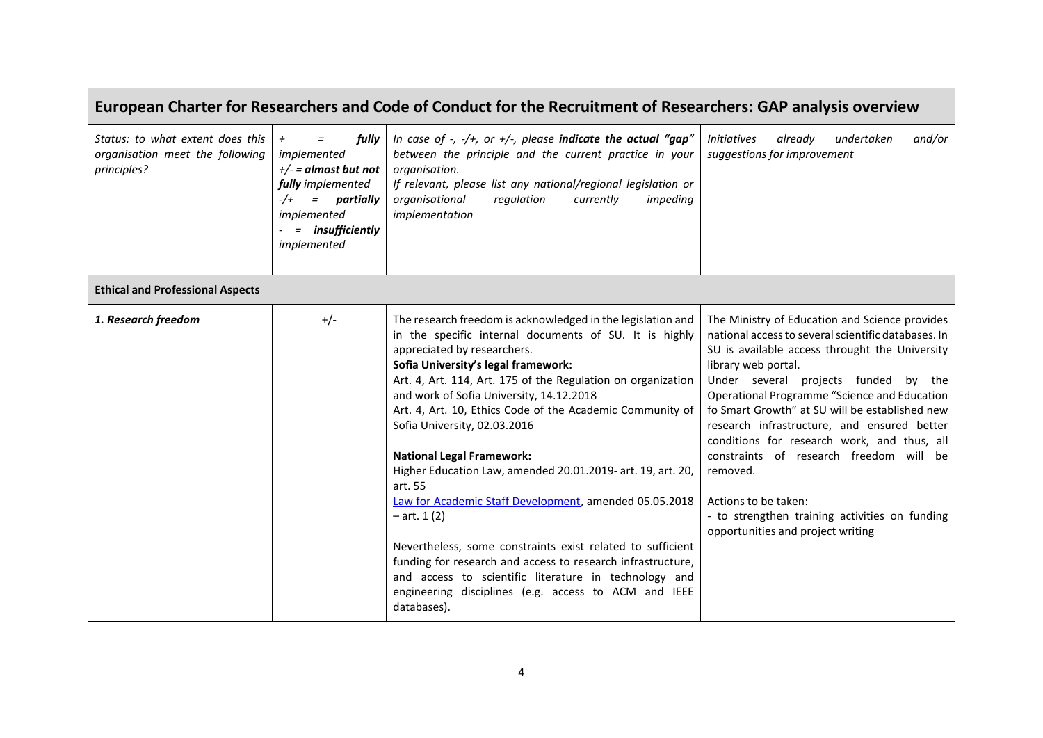| European Charter for Researchers and Code of Conduct for the Recruitment of Researchers: GAP analysis overview | | | |
|---|---|---|---|
| *Status: to what extent does this organisation meet the following principles?* | *+ = **fully** implemented*<br>*+/- = **almost but not fully** implemented*<br>*-/+ = **partially** implemented*<br>*- = **insufficiently** implemented* | *In case of -, -/+, or +/-, please **indicate the actual "gap"** between the principle and the current practice in your organisation.*<br>*If relevant, please list any national/regional legislation or organisational regulation currently impeding implementation* | *Initiatives already undertaken and/or suggestions for improvement* |
| **Ethical and Professional Aspects** | | | |
| ***1. Research freedom*** | +/- | The research freedom is acknowledged in the legislation and in the specific internal documents of SU. It is highly appreciated by researchers.<br>**Sofia University's legal framework:**<br>Art. 4, Art. 114, Art. 175 of the Regulation on organization and work of Sofia University, 14.12.2018<br>Art. 4, Art. 10, Ethics Code of the Academic Community of Sofia University, 02.03.2016<br><br>**National Legal Framework:**<br>Higher Education Law, amended 20.01.2019- art. 19, art. 20, art. 55<br>Law for Academic Staff Development, amended 05.05.2018 – art. 1 (2)<br><br>Nevertheless, some constraints exist related to sufficient funding for research and access to research infrastructure, and access to scientific literature in technology and engineering disciplines (e.g. access to ACM and IEEE databases). | The Ministry of Education and Science provides national access to several scientific databases. In SU is available access throught the University library web portal.<br>Under several projects funded by the Operational Programme "Science and Education fo Smart Growth" at SU will be established new research infrastructure, and ensured better conditions for research work, and thus, all constraints of research freedom will be removed.<br><br>Actions to be taken:<br>- to strengthen training activities on funding opportunities and project writing |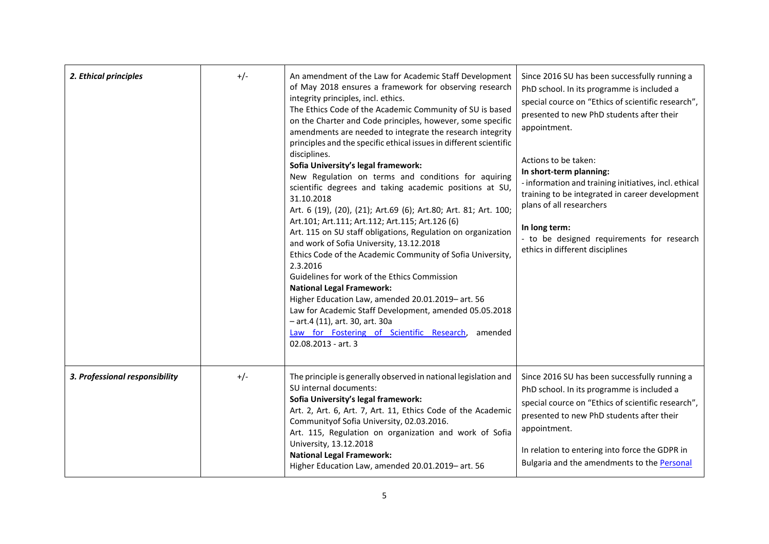| | | | |
|---|---|---|---|
| ***2. Ethical principles*** | +/- | An amendment of the Law for Academic Staff Development of May 2018 ensures a framework for observing research integrity principles, incl. ethics.<br>The Ethics Code of the Academic Community of SU is based on the Charter and Code principles, however, some specific amendments are needed to integrate the research integrity principles and the specific ethical issues in different scientific disciplines.<br>**Sofia University's legal framework:**<br>New Regulation on terms and conditions for aquiring scientific degrees and taking academic positions at SU, 31.10.2018<br>Art. 6 (19), (20), (21); Art.69 (6); Art.80; Art. 81; Art. 100; Art.101; Art.111; Art.112; Art.115; Art.126 (6)<br>Art. 115 on SU staff obligations, Regulation on organization and work of Sofia University, 13.12.2018<br>Ethics Code of the Academic Community of Sofia University, 2.3.2016<br>Guidelines for work of the Ethics Commission<br>**National Legal Framework:**<br>Higher Education Law, amended 20.01.2019– art. 56<br>Law for Academic Staff Development, amended 05.05.2018 – art.4 (11), art. 30, art. 30a<br>Law for Fostering of Scientific Research, amended 02.08.2013 - art. 3 | Since 2016 SU has been successfully running a PhD school. In its programme is included a special cource on "Ethics of scientific research", presented to new PhD students after their appointment.<br><br>Actions to be taken:<br>**In short-term planning:**<br>- information and training initiatives, incl. ethical training to be integrated in career development plans of all researchers<br><br>**In long term:**<br>- to be designed requirements for research ethics in different disciplines |
| ***3. Professional responsibility*** | +/- | The principle is generally observed in national legislation and SU internal documents:<br>**Sofia University's legal framework:**<br>Art. 2, Art. 6, Art. 7, Art. 11, Ethics Code of the Academic Communityof Sofia University, 02.03.2016.<br>Art. 115, Regulation on organization and work of Sofia University, 13.12.2018<br>**National Legal Framework:**<br>Higher Education Law, amended 20.01.2019– art. 56 | Since 2016 SU has been successfully running a PhD school. In its programme is included a special cource on "Ethics of scientific research", presented to new PhD students after their appointment.<br><br>In relation to entering into force the GDPR in Bulgaria and the amendments to the Personal |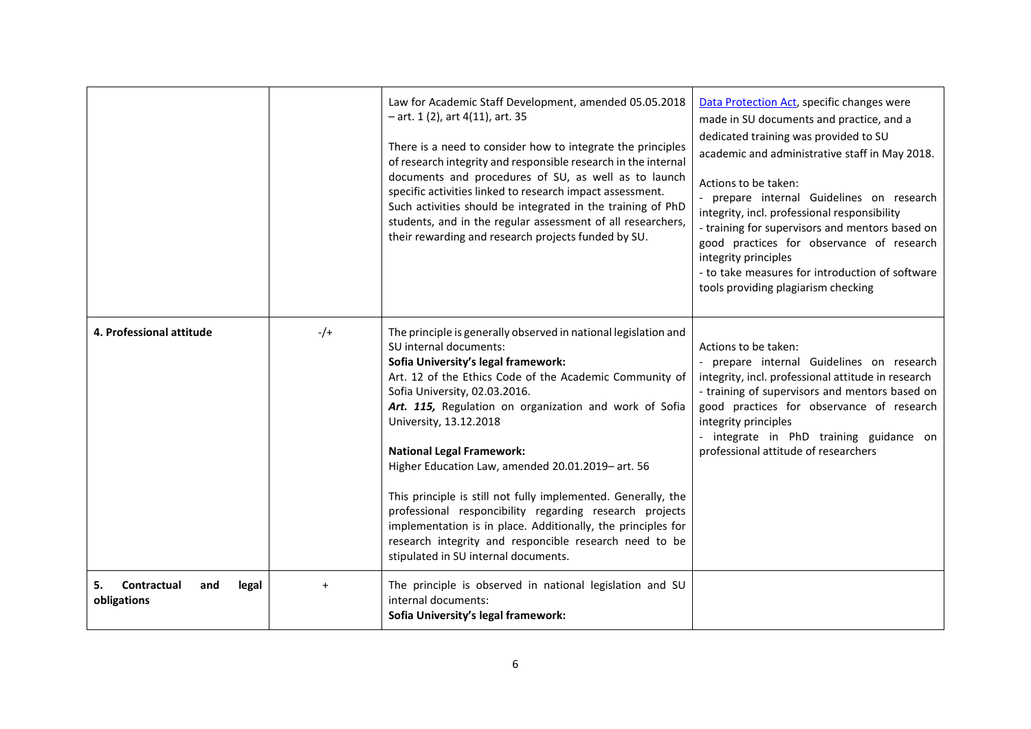| | | | |
|---|---|---|---|
| | | Law for Academic Staff Development, amended 05.05.2018 – art. 1 (2), art 4(11), art. 35<br><br>There is a need to consider how to integrate the principles of research integrity and responsible research in the internal documents and procedures of SU, as well as to launch specific activities linked to research impact assessment. Such activities should be integrated in the training of PhD students, and in the regular assessment of all researchers, their rewarding and research projects funded by SU. | [Data Protection Act](), specific changes were made in SU documents and practice, and a dedicated training was provided to SU academic and administrative staff in May 2018.<br><br>Actions to be taken:<br>- prepare internal Guidelines on research integrity, incl. professional responsibility<br>- training for supervisors and mentors based on good practices for observance of research integrity principles<br>- to take measures for introduction of software tools providing plagiarism checking |
| **4. Professional attitude** | -/+ | The principle is generally observed in national legislation and SU internal documents:<br>**Sofia University's legal framework:**<br>Art. 12 of the Ethics Code of the Academic Community of Sofia University, 02.03.2016.<br>***Art. 115,*** Regulation on organization and work of Sofia University, 13.12.2018<br><br>**National Legal Framework:**<br>Higher Education Law, amended 20.01.2019– art. 56<br><br>This principle is still not fully implemented. Generally, the professional responcibility regarding research projects implementation is in place. Additionally, the principles for research integrity and responcible research need to be stipulated in SU internal documents. | Actions to be taken:<br>- prepare internal Guidelines on research integrity, incl. professional attitude in research<br>- training of supervisors and mentors based on good practices for observance of research integrity principles<br>- integrate in PhD training guidance on professional attitude of researchers |
| **5. Contractual and legal obligations** | + | The principle is observed in national legislation and SU internal documents:<br>**Sofia University's legal framework:** | |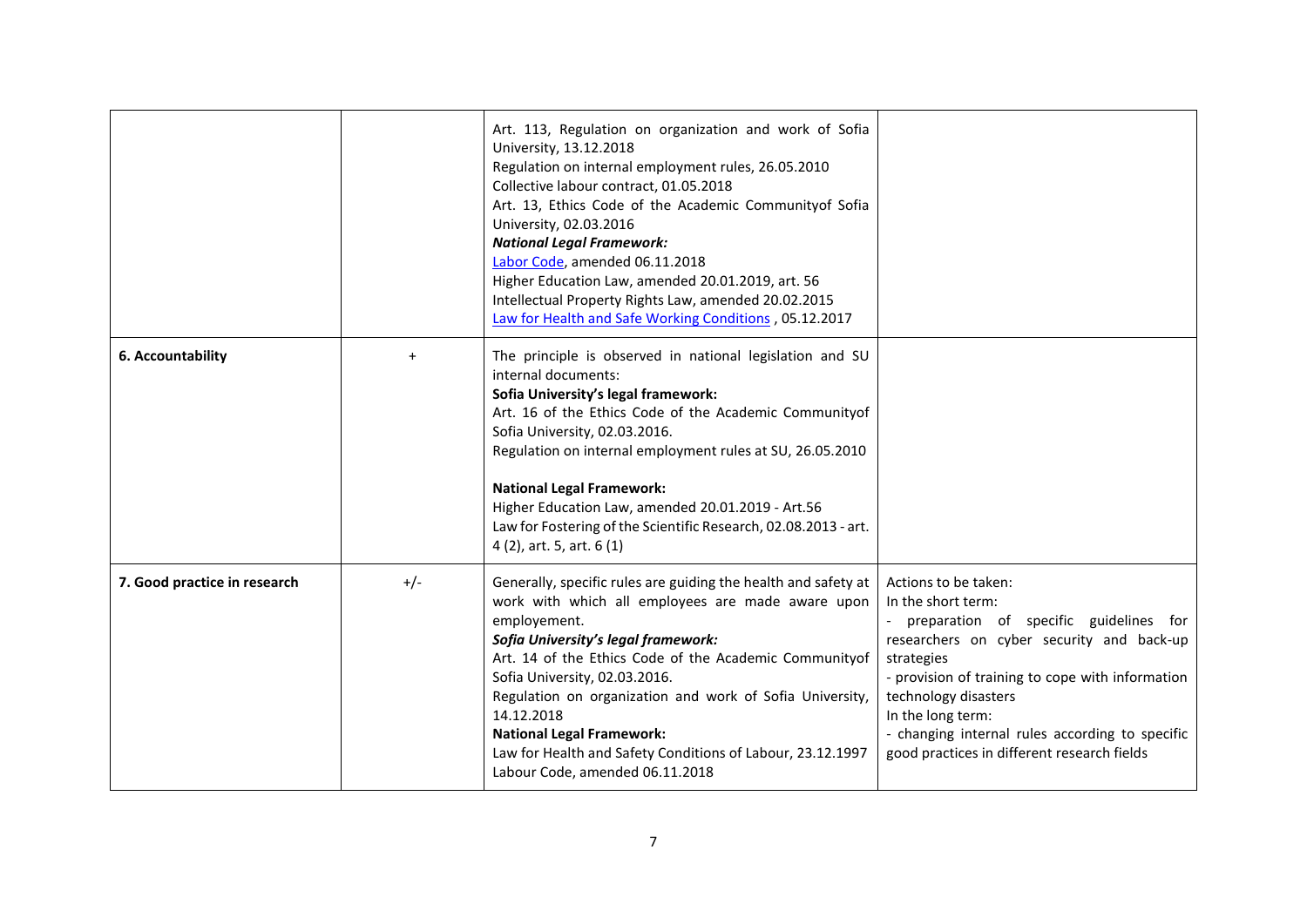| | | | |
|---|---|---|---|
| | | Art. 113, Regulation on organization and work of Sofia University, 13.12.2018<br>Regulation on internal employment rules, 26.05.2010<br>Collective labour contract, 01.05.2018<br>Art. 13, Ethics Code of the Academic Communityof Sofia University, 02.03.2016<br>***National Legal Framework:***<br>Labor Code, amended 06.11.2018<br>Higher Education Law, amended 20.01.2019, art. 56<br>Intellectual Property Rights Law, amended 20.02.2015<br>Law for Health and Safe Working Conditions , 05.12.2017 | |
| **6. Accountability** | + | The principle is observed in national legislation and SU internal documents:<br>**Sofia University's legal framework:**<br>Art. 16 of the Ethics Code of the Academic Communityof Sofia University, 02.03.2016.<br>Regulation on internal employment rules at SU, 26.05.2010<br><br>**National Legal Framework:**<br>Higher Education Law, amended 20.01.2019 - Art.56<br>Law for Fostering of the Scientific Research, 02.08.2013 - art. 4 (2), art. 5, art. 6 (1) | |
| **7. Good practice in research** | +/- | Generally, specific rules are guiding the health and safety at work with which all employees are made aware upon employement.<br>***Sofia University's legal framework:***<br>Art. 14 of the Ethics Code of the Academic Communityof Sofia University, 02.03.2016.<br>Regulation on organization and work of Sofia University, 14.12.2018<br>**National Legal Framework:**<br>Law for Health and Safety Conditions of Labour, 23.12.1997<br>Labour Code, amended 06.11.2018 | Actions to be taken:<br>In the short term:<br>- preparation of specific guidelines for researchers on cyber security and back-up strategies<br>- provision of training to cope with information technology disasters<br>In the long term:<br>- changing internal rules according to specific good practices in different research fields |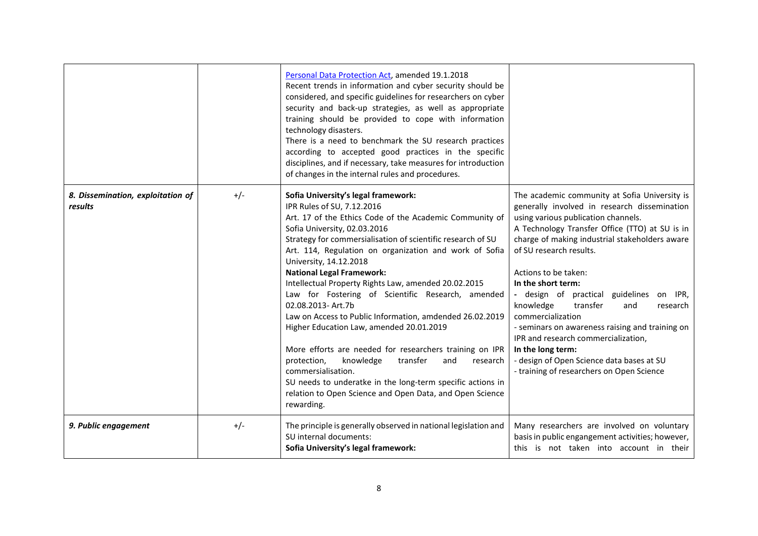|  |  |  |  |
|---|---|---|---|
|  |  | Personal Data Protection Act, amended 19.1.2018<br>Recent trends in information and cyber security should be considered, and specific guidelines for researchers on cyber security and back-up strategies, as well as appropriate training should be provided to cope with information technology disasters.<br>There is a need to benchmark the SU research practices according to accepted good practices in the specific disciplines, and if necessary, take measures for introduction of changes in the internal rules and procedures. |  |
| ***8. Dissemination, exploitation of results*** | +/- | **Sofia University's legal framework:**<br>IPR Rules of SU, 7.12.2016<br>Art. 17 of the Ethics Code of the Academic Community of Sofia University, 02.03.2016<br>Strategy for commersialisation of scientific research of SU<br>Art. 114, Regulation on organization and work of Sofia University, 14.12.2018<br>**National Legal Framework:**<br>Intellectual Property Rights Law, amended 20.02.2015<br>Law for Fostering of Scientific Research, amended 02.08.2013- Art.7b<br>Law on Access to Public Information, amdended 26.02.2019<br>Higher Education Law, amended 20.01.2019<br><br>More efforts are needed for researchers training on IPR protection, knowledge transfer and research commersialisation.<br>SU needs to underatke in the long-term specific actions in relation to Open Science and Open Data, and Open Science rewarding. | The academic community at Sofia University is generally involved in research dissemination using various publication channels.<br>A Technology Transfer Office (TTO) at SU is in charge of making industrial stakeholders aware of SU research results.<br><br>Actions to be taken:<br>**In the short term:**<br>- design of practical guidelines on IPR, knowledge transfer and research commercialization<br>- seminars on awareness raising and training on IPR and research commercialization,<br>**In the long term:**<br>- design of Open Science data bases at SU<br>- training of researchers on Open Science |
| ***9. Public engagement*** | +/- | The principle is generally observed in national legislation and SU internal documents:<br>**Sofia University's legal framework:** | Many researchers are involved on voluntary basis in public engangement activities; however, this is not taken into account in their |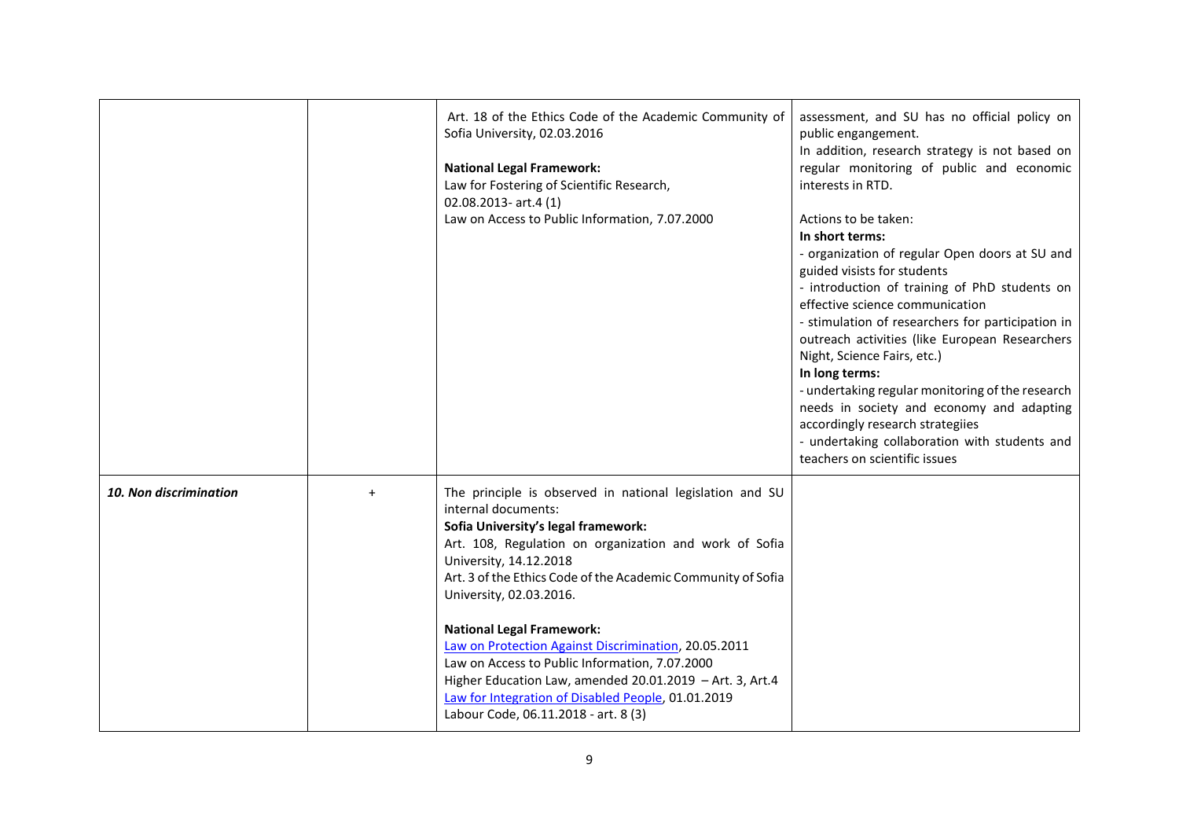|  |  |  |  |
| --- | --- | --- | --- |
|  |  | Art. 18 of the Ethics Code of the Academic Community of Sofia University, 02.03.2016<br><br>**National Legal Framework:**<br>Law for Fostering of Scientific Research, 02.08.2013- art.4 (1)<br>Law on Access to Public Information, 7.07.2000 | assessment, and SU has no official policy on public engangement.<br>In addition, research strategy is not based on regular monitoring of public and economic interests in RTD.<br><br>Actions to be taken:<br>**In short terms:**<br>- organization of regular Open doors at SU and guided visists for students<br>- introduction of training of PhD students on effective science communication<br>- stimulation of researchers for participation in outreach activities (like European Researchers Night, Science Fairs, etc.)<br>**In long terms:**<br>- undertaking regular monitoring of the research needs in society and economy and adapting accordingly research strategiies<br>- undertaking collaboration with students and teachers on scientific issues |
| ***10. Non discrimination*** | + | The principle is observed in national legislation and SU internal documents:<br>**Sofia University's legal framework:**<br>Art. 108, Regulation on organization and work of Sofia University, 14.12.2018<br>Art. 3 of the Ethics Code of the Academic Community of Sofia University, 02.03.2016.<br><br>**National Legal Framework:**<br>Law on Protection Against Discrimination, 20.05.2011<br>Law on Access to Public Information, 7.07.2000<br>Higher Education Law, amended 20.01.2019 – Art. 3, Art.4<br>Law for Integration of Disabled People, 01.01.2019<br>Labour Code, 06.11.2018 - art. 8 (3) |  |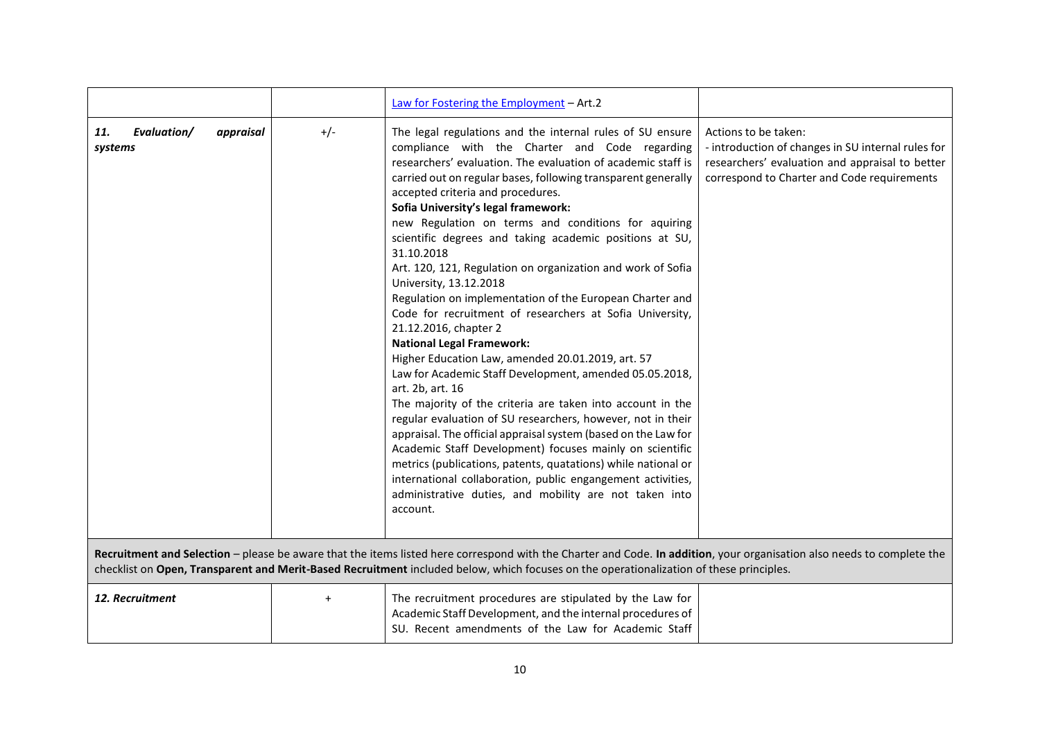| | | | |
|---|---|---|---|
| | | [Law for Fostering the Employment](#) – Art.2 | |
| ***11. Evaluation/ appraisal systems*** | +/- | The legal regulations and the internal rules of SU ensure compliance with the Charter and Code regarding researchers' evaluation. The evaluation of academic staff is carried out on regular bases, following transparent generally accepted criteria and procedures.<br>**Sofia University's legal framework:**<br>new Regulation on terms and conditions for aquiring scientific degrees and taking academic positions at SU, 31.10.2018<br>Art. 120, 121, Regulation on organization and work of Sofia University, 13.12.2018<br>Regulation on implementation of the European Charter and Code for recruitment of researchers at Sofia University, 21.12.2016, chapter 2<br>**National Legal Framework:**<br>Higher Education Law, amended 20.01.2019, art. 57<br>Law for Academic Staff Development, amended 05.05.2018, art. 2b, art. 16<br>The majority of the criteria are taken into account in the regular evaluation of SU researchers, however, not in their appraisal. The official appraisal system (based on the Law for Academic Staff Development) focuses mainly on scientific metrics (publications, patents, quatations) while national or international collaboration, public engangement activities, administrative duties, and mobility are not taken into account. | Actions to be taken:<br>- introduction of changes in SU internal rules for researchers' evaluation and appraisal to better correspond to Charter and Code requirements |
| **Recruitment and Selection** – please be aware that the items listed here correspond with the Charter and Code. **In addition**, your organisation also needs to complete the checklist on **Open, Transparent and Merit-Based Recruitment** included below, which focuses on the operationalization of these principles. | | | |
| ***12. Recruitment*** | + | The recruitment procedures are stipulated by the Law for Academic Staff Development, and the internal procedures of SU. Recent amendments of the Law for Academic Staff | |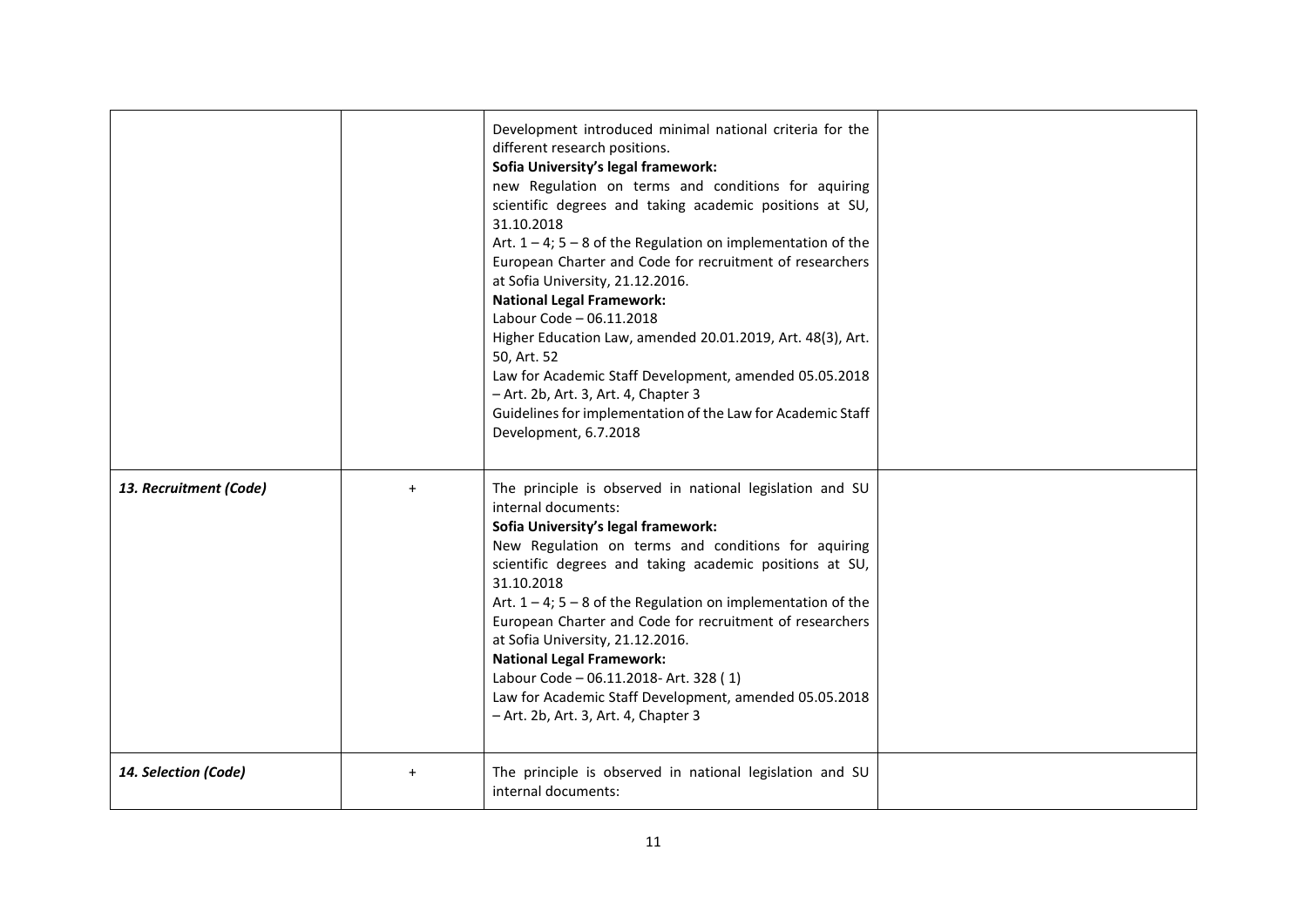| | | | |
|---|---|---|---|
| | | Development introduced minimal national criteria for the different research positions.<br>**Sofia University's legal framework:**<br>new Regulation on terms and conditions for aquiring scientific degrees and taking academic positions at SU, 31.10.2018<br>Art. 1 – 4; 5 – 8 of the Regulation on implementation of the European Charter and Code for recruitment of researchers at Sofia University, 21.12.2016.<br>**National Legal Framework:**<br>Labour Code – 06.11.2018<br>Higher Education Law, amended 20.01.2019, Art. 48(3), Art. 50, Art. 52<br>Law for Academic Staff Development, amended 05.05.2018 – Art. 2b, Art. 3, Art. 4, Chapter 3<br>Guidelines for implementation of the Law for Academic Staff Development, 6.7.2018 | |
| ***13. Recruitment (Code)*** | + | The principle is observed in national legislation and SU internal documents:<br>**Sofia University's legal framework:**<br>New Regulation on terms and conditions for aquiring scientific degrees and taking academic positions at SU, 31.10.2018<br>Art. 1 – 4; 5 – 8 of the Regulation on implementation of the European Charter and Code for recruitment of researchers at Sofia University, 21.12.2016.<br>**National Legal Framework:**<br>Labour Code – 06.11.2018- Art. 328 ( 1)<br>Law for Academic Staff Development, amended 05.05.2018 – Art. 2b, Art. 3, Art. 4, Chapter 3 | |
| ***14. Selection (Code)*** | + | The principle is observed in national legislation and SU internal documents: | |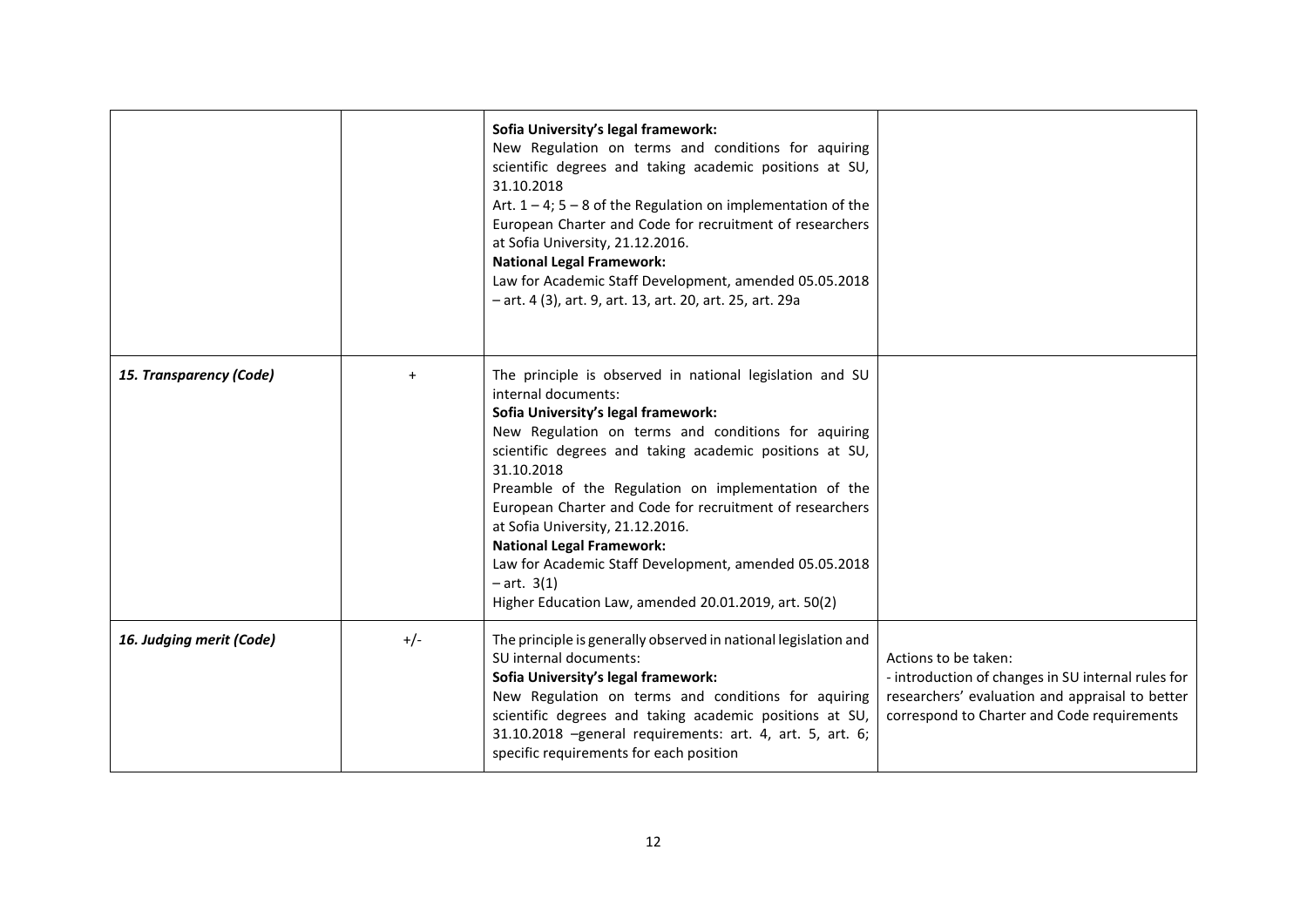| | | | |
|---|---|---|---|
| | | **Sofia University's legal framework:**<br>New Regulation on terms and conditions for aquiring scientific degrees and taking academic positions at SU, 31.10.2018<br>Art. 1 – 4; 5 – 8 of the Regulation on implementation of the European Charter and Code for recruitment of researchers at Sofia University, 21.12.2016.<br>**National Legal Framework:**<br>Law for Academic Staff Development, amended 05.05.2018 – art. 4 (3), art. 9, art. 13, art. 20, art. 25, art. 29a | |
| ***15. Transparency (Code)*** | + | The principle is observed in national legislation and SU internal documents:<br>**Sofia University's legal framework:**<br>New Regulation on terms and conditions for aquiring scientific degrees and taking academic positions at SU, 31.10.2018<br>Preamble of the Regulation on implementation of the European Charter and Code for recruitment of researchers at Sofia University, 21.12.2016.<br>**National Legal Framework:**<br>Law for Academic Staff Development, amended 05.05.2018 – art. 3(1)<br>Higher Education Law, amended 20.01.2019, art. 50(2) | |
| ***16. Judging merit (Code)*** | +/- | The principle is generally observed in national legislation and SU internal documents:<br>**Sofia University's legal framework:**<br>New Regulation on terms and conditions for aquiring scientific degrees and taking academic positions at SU, 31.10.2018 –general requirements: art. 4, art. 5, art. 6; specific requirements for each position | Actions to be taken:<br>- introduction of changes in SU internal rules for researchers' evaluation and appraisal to better correspond to Charter and Code requirements |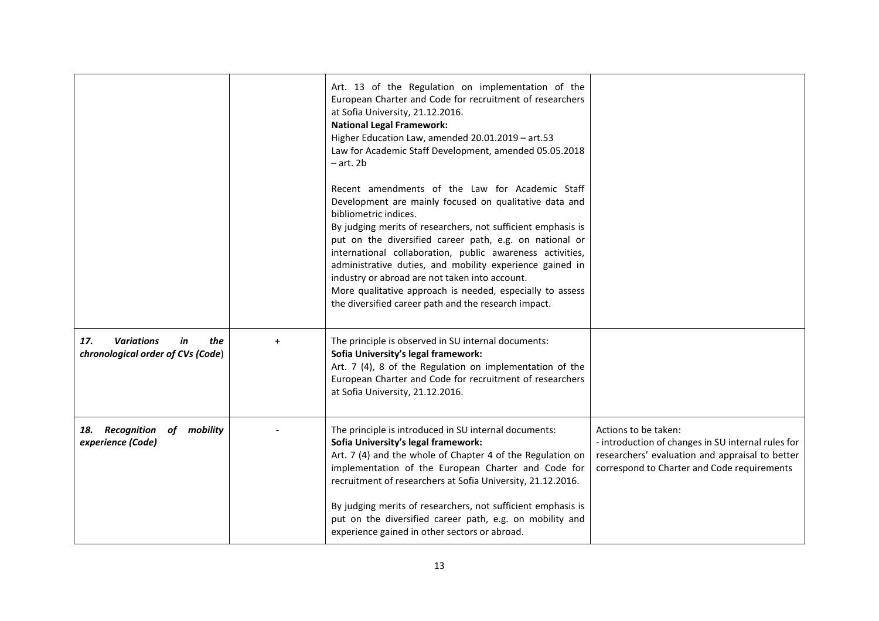| | | | |
|---|---|---|---|
| | | Art. 13 of the Regulation on implementation of the European Charter and Code for recruitment of researchers at Sofia University, 21.12.2016.<br>**National Legal Framework:**<br>Higher Education Law, amended 20.01.2019 – art.53<br>Law for Academic Staff Development, amended 05.05.2018 – art. 2b<br><br>Recent amendments of the Law for Academic Staff Development are mainly focused on qualitative data and bibliometric indices.<br>By judging merits of researchers, not sufficient emphasis is put on the diversified career path, e.g. on national or international collaboration, public awareness activities, administrative duties, and mobility experience gained in industry or abroad are not taken into account.<br>More qualitative approach is needed, especially to assess the diversified career path and the research impact. | |
| ***17. Variations in the chronological order of CVs (Code)*** | + | The principle is observed in SU internal documents:<br>**Sofia University's legal framework:**<br>Art. 7 (4), 8 of the Regulation on implementation of the European Charter and Code for recruitment of researchers at Sofia University, 21.12.2016. | |
| ***18. Recognition of mobility experience (Code)*** | - | The principle is introduced in SU internal documents:<br>**Sofia University's legal framework:**<br>Art. 7 (4) and the whole of Chapter 4 of the Regulation on implementation of the European Charter and Code for recruitment of researchers at Sofia University, 21.12.2016.<br><br>By judging merits of researchers, not sufficient emphasis is put on the diversified career path, e.g. on mobility and experience gained in other sectors or abroad. | Actions to be taken:<br>- introduction of changes in SU internal rules for researchers' evaluation and appraisal to better correspond to Charter and Code requirements |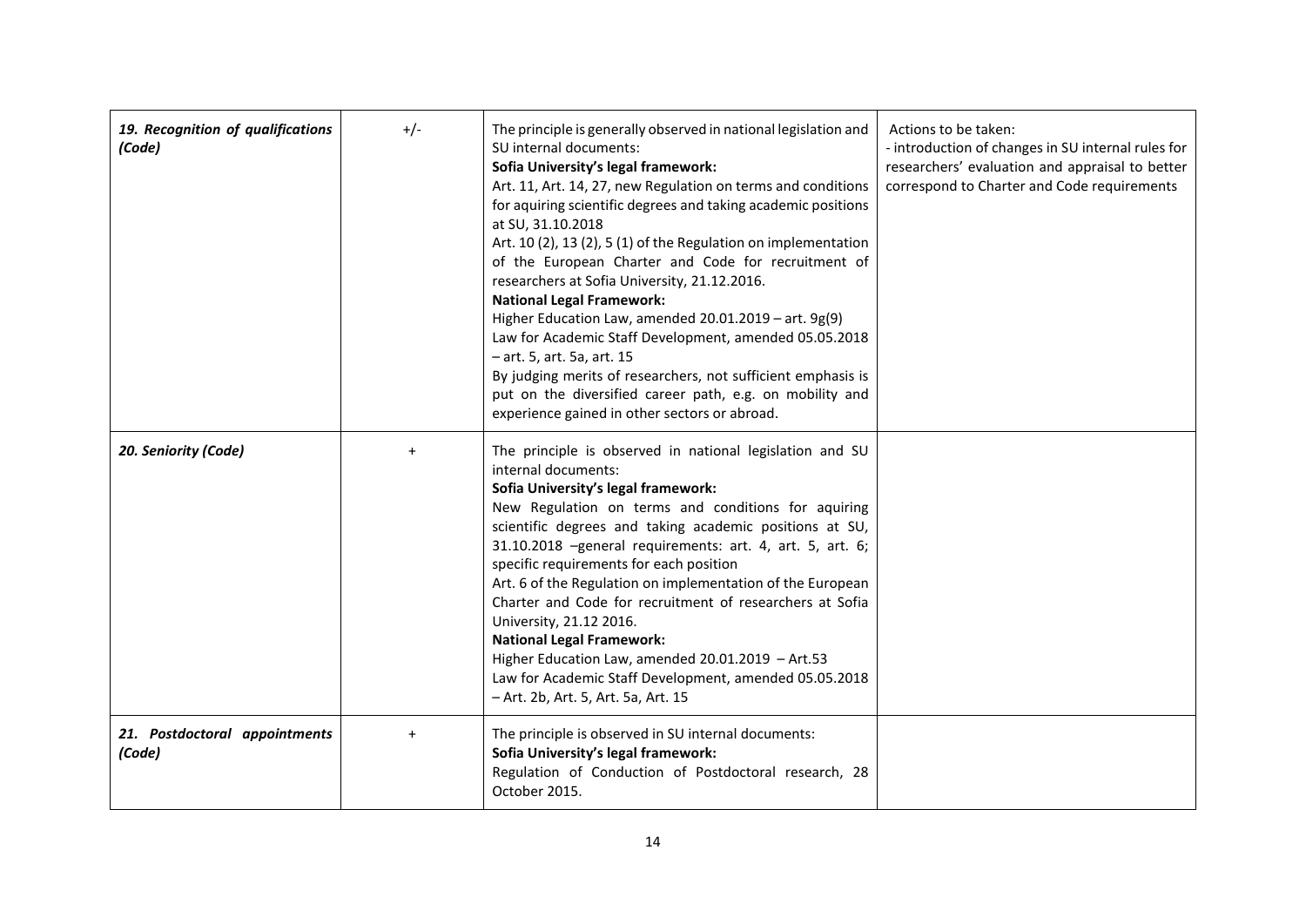| | | | |
|---|---|---|---|
| ***19. Recognition of qualifications (Code)*** | +/- | The principle is generally observed in national legislation and SU internal documents:<br>**Sofia University's legal framework:**<br>Art. 11, Art. 14, 27, new Regulation on terms and conditions for aquiring scientific degrees and taking academic positions at SU, 31.10.2018<br>Art. 10 (2), 13 (2), 5 (1) of the Regulation on implementation of the European Charter and Code for recruitment of researchers at Sofia University, 21.12.2016.<br>**National Legal Framework:**<br>Higher Education Law, amended 20.01.2019 – art. 9g(9)<br>Law for Academic Staff Development, amended 05.05.2018 – art. 5, art. 5a, art. 15<br>By judging merits of researchers, not sufficient emphasis is put on the diversified career path, e.g. on mobility and experience gained in other sectors or abroad. | Actions to be taken:<br>- introduction of changes in SU internal rules for researchers' evaluation and appraisal to better correspond to Charter and Code requirements |
| ***20. Seniority (Code)*** | + | The principle is observed in national legislation and SU internal documents:<br>**Sofia University's legal framework:**<br>New Regulation on terms and conditions for aquiring scientific degrees and taking academic positions at SU, 31.10.2018 –general requirements: art. 4, art. 5, art. 6; specific requirements for each position<br>Art. 6 of the Regulation on implementation of the European Charter and Code for recruitment of researchers at Sofia University, 21.12 2016.<br>**National Legal Framework:**<br>Higher Education Law, amended 20.01.2019 – Art.53<br>Law for Academic Staff Development, amended 05.05.2018 – Art. 2b, Art. 5, Art. 5a, Art. 15 | |
| ***21. Postdoctoral appointments (Code)*** | + | The principle is observed in SU internal documents:<br>**Sofia University's legal framework:**<br>Regulation of Conduction of Postdoctoral research, 28 October 2015. | |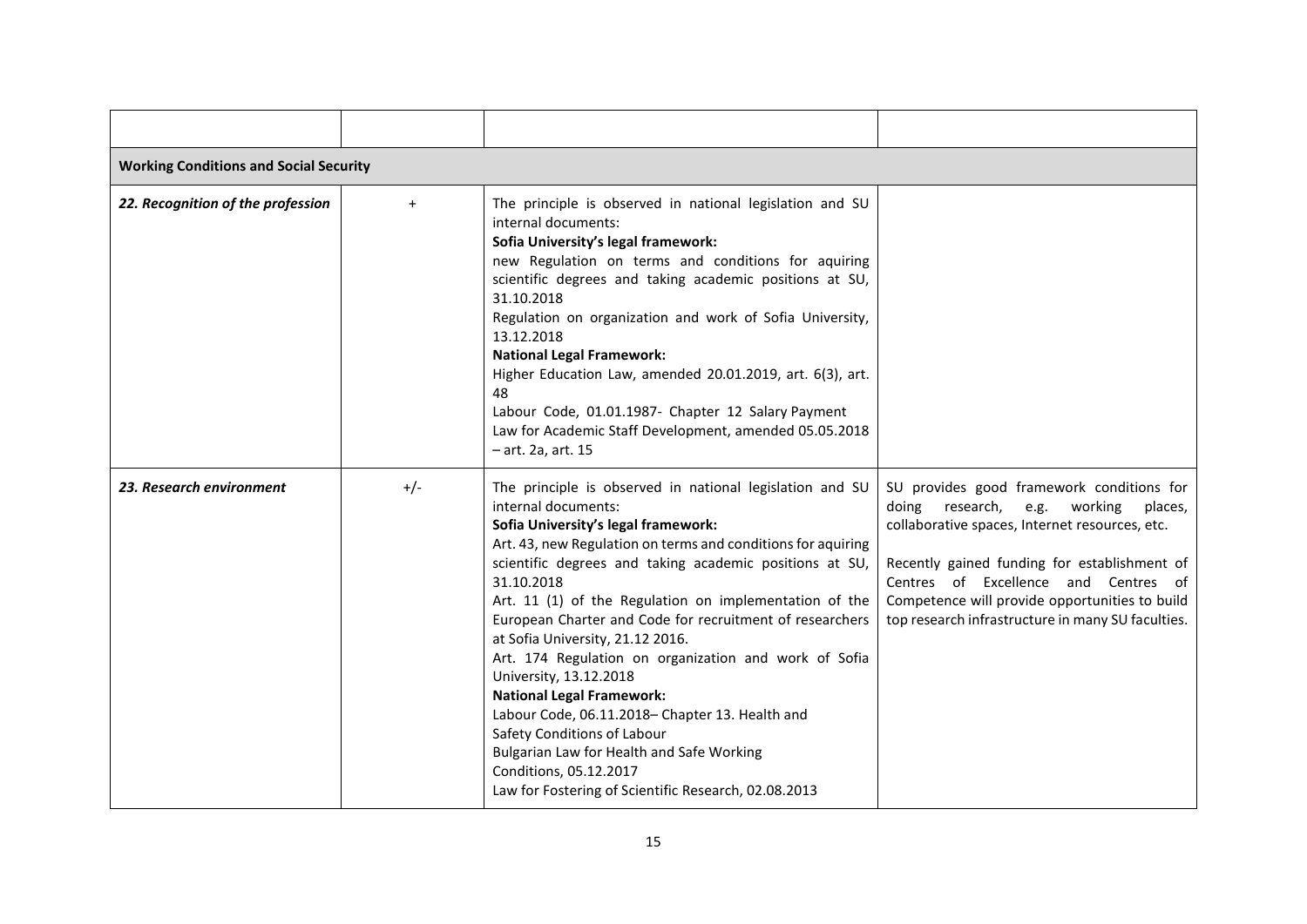| | | | |
|---|---|---|---|
| **Working Conditions and Social Security** | | | |
| ***22. Recognition of the profession*** | + | The principle is observed in national legislation and SU internal documents:<br>**Sofia University's legal framework:**<br>new Regulation on terms and conditions for aquiring scientific degrees and taking academic positions at SU, 31.10.2018<br>Regulation on organization and work of Sofia University, 13.12.2018<br>**National Legal Framework:**<br>Higher Education Law, amended 20.01.2019, art. 6(3), art. 48<br>Labour Code, 01.01.1987- Chapter 12 Salary Payment<br>Law for Academic Staff Development, amended 05.05.2018 – art. 2a, art. 15 | |
| ***23. Research environment*** | +/- | The principle is observed in national legislation and SU internal documents:<br>**Sofia University's legal framework:**<br>Art. 43, new Regulation on terms and conditions for aquiring scientific degrees and taking academic positions at SU, 31.10.2018<br>Art. 11 (1) of the Regulation on implementation of the European Charter and Code for recruitment of researchers at Sofia University, 21.12 2016.<br>Art. 174 Regulation on organization and work of Sofia University, 13.12.2018<br>**National Legal Framework:**<br>Labour Code, 06.11.2018– Chapter 13. Health and Safety Conditions of Labour<br>Bulgarian Law for Health and Safe Working Conditions, 05.12.2017<br>Law for Fostering of Scientific Research, 02.08.2013 | SU provides good framework conditions for doing research, e.g. working places, collaborative spaces, Internet resources, etc.<br><br>Recently gained funding for establishment of Centres of Excellence and Centres of Competence will provide opportunities to build top research infrastructure in many SU faculties. |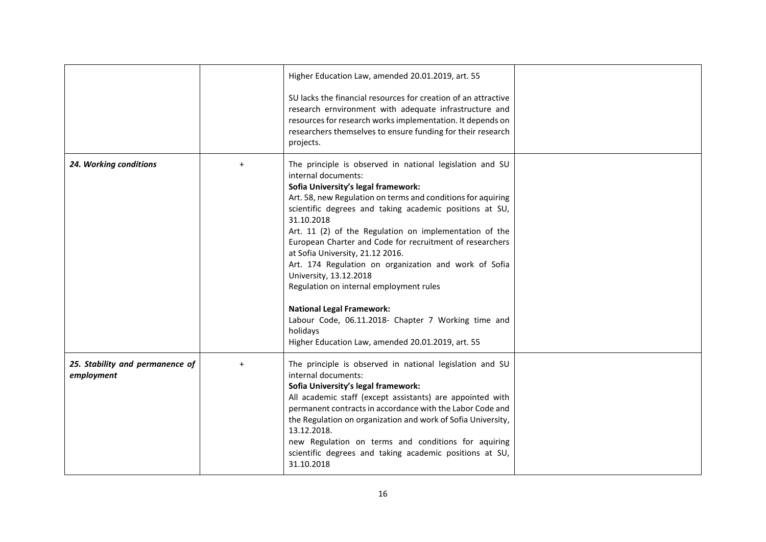|  |  |  |  |
|---|---|---|---|
|  |  | Higher Education Law, amended 20.01.2019, art. 55<br><br>SU lacks the financial resources for creation of an attractive research ernvironment with adequate infrastructure and resources for research works implementation. It depends on researchers themselves to ensure funding for their research projects. |  |
| ***24. Working conditions*** | + | The principle is observed in national legislation and SU internal documents:<br>**Sofia University's legal framework:**<br>Art. 58, new Regulation on terms and conditions for aquiring scientific degrees and taking academic positions at SU, 31.10.2018<br>Art. 11 (2) of the Regulation on implementation of the European Charter and Code for recruitment of researchers at Sofia University, 21.12 2016.<br>Art. 174 Regulation on organization and work of Sofia University, 13.12.2018<br>Regulation on internal employment rules<br><br>**National Legal Framework:**<br>Labour Code, 06.11.2018- Chapter 7 Working time and holidays<br>Higher Education Law, amended 20.01.2019, art. 55 |  |
| ***25. Stability and permanence of employment*** | + | The principle is observed in national legislation and SU internal documents:<br>**Sofia University's legal framework:**<br>All academic staff (except assistants) are appointed with permanent contracts in accordance with the Labor Code and the Regulation on organization and work of Sofia University, 13.12.2018.<br>new Regulation on terms and conditions for aquiring scientific degrees and taking academic positions at SU, 31.10.2018 |  |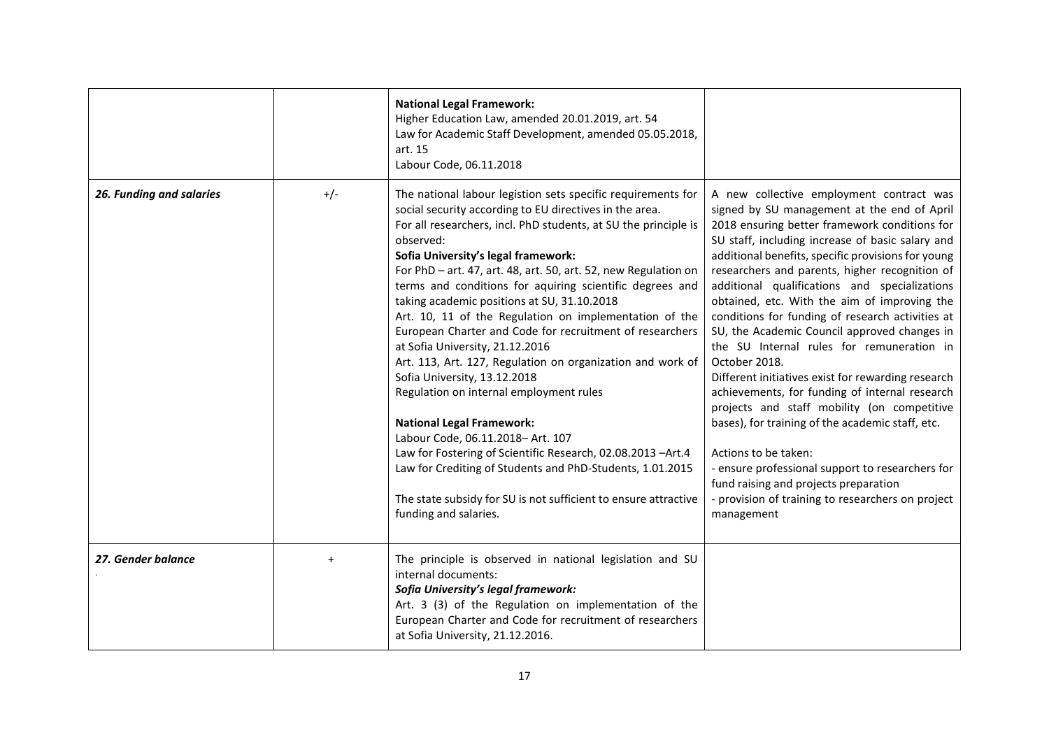| | | | |
|---|---|---|---|
| | | **National Legal Framework:**<br>Higher Education Law, amended 20.01.2019, art. 54<br>Law for Academic Staff Development, amended 05.05.2018, art. 15<br>Labour Code, 06.11.2018 | |
| ***26. Funding and salaries*** | +/- | The national labour legistion sets specific requirements for social security according to EU directives in the area.<br>For all researchers, incl. PhD students, at SU the principle is observed:<br>**Sofia University's legal framework:**<br>For PhD – art. 47, art. 48, art. 50, art. 52, new Regulation on terms and conditions for aquiring scientific degrees and taking academic positions at SU, 31.10.2018<br>Art. 10, 11 of the Regulation on implementation of the European Charter and Code for recruitment of researchers at Sofia University, 21.12.2016<br>Art. 113, Art. 127, Regulation on organization and work of Sofia University, 13.12.2018<br>Regulation on internal employment rules<br><br>**National Legal Framework:**<br>Labour Code, 06.11.2018– Art. 107<br>Law for Fostering of Scientific Research, 02.08.2013 –Art.4<br>Law for Crediting of Students and PhD-Students, 1.01.2015<br><br>The state subsidy for SU is not sufficient to ensure attractive funding and salaries. | A new collective employment contract was signed by SU management at the end of April 2018 ensuring better framework conditions for SU staff, including increase of basic salary and additional benefits, specific provisions for young researchers and parents, higher recognition of additional qualifications and specializations obtained, etc. With the aim of improving the conditions for funding of research activities at SU, the Academic Council approved changes in the SU Internal rules for remuneration in October 2018.<br>Different initiatives exist for rewarding research achievements, for funding of internal research projects and staff mobility (on competitive bases), for training of the academic staff, etc.<br><br>Actions to be taken:<br>- ensure professional support to researchers for fund raising and projects preparation<br>- provision of training to researchers on project management |
| ***27. Gender balance*** | + | The principle is observed in national legislation and SU internal documents:<br>***Sofia University's legal framework:***<br>Art. 3 (3) of the Regulation on implementation of the European Charter and Code for recruitment of researchers at Sofia University, 21.12.2016. | |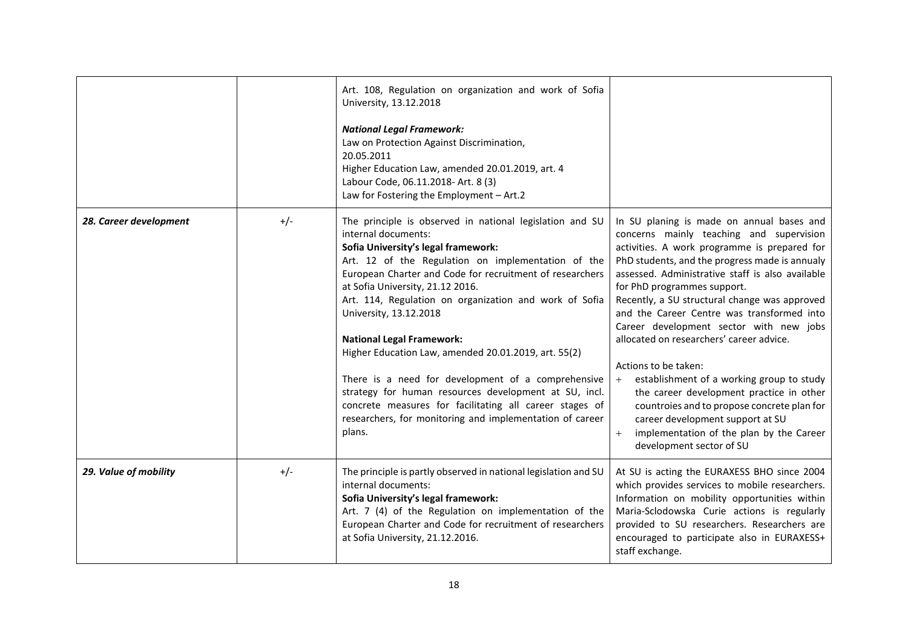| | | | |
|---|---|---|---|
| | | Art. 108, Regulation on organization and work of Sofia University, 13.12.2018<br><br>***National Legal Framework:***<br>Law on Protection Against Discrimination, 20.05.2011<br>Higher Education Law, amended 20.01.2019, art. 4<br>Labour Code, 06.11.2018- Art. 8 (3)<br>Law for Fostering the Employment – Art.2 | |
| ***28. Career development*** | +/- | The principle is observed in national legislation and SU internal documents:<br>**Sofia University's legal framework:**<br>Art. 12 of the Regulation on implementation of the European Charter and Code for recruitment of researchers at Sofia University, 21.12 2016.<br>Art. 114, Regulation on organization and work of Sofia University, 13.12.2018<br><br>**National Legal Framework:**<br>Higher Education Law, amended 20.01.2019, art. 55(2)<br><br>There is a need for development of a comprehensive strategy for human resources development at SU, incl. concrete measures for facilitating all career stages of researchers, for monitoring and implementation of career plans. | In SU planing is made on annual bases and concerns mainly teaching and supervision activities. A work programme is prepared for PhD students, and the progress made is annualy assessed. Administrative staff is also available for PhD programmes support.<br>Recently, a SU structural change was approved and the Career Centre was transformed into Career development sector with new jobs allocated on researchers' career advice.<br><br>Actions to be taken:<br>+ establishment of a working group to study the career development practice in other countroies and to propose concrete plan for career development support at SU<br>+ implementation of the plan by the Career development sector of SU |
| ***29. Value of mobility*** | +/- | The principle is partly observed in national legislation and SU internal documents:<br>**Sofia University's legal framework:**<br>Art. 7 (4) of the Regulation on implementation of the European Charter and Code for recruitment of researchers at Sofia University, 21.12.2016. | At SU is acting the EURAXESS BHO since 2004 which provides services to mobile researchers. Information on mobility opportunities within Maria-Sclodowska Curie actions is regularly provided to SU researchers. Researchers are encouraged to participate also in EURAXESS+ staff exchange. |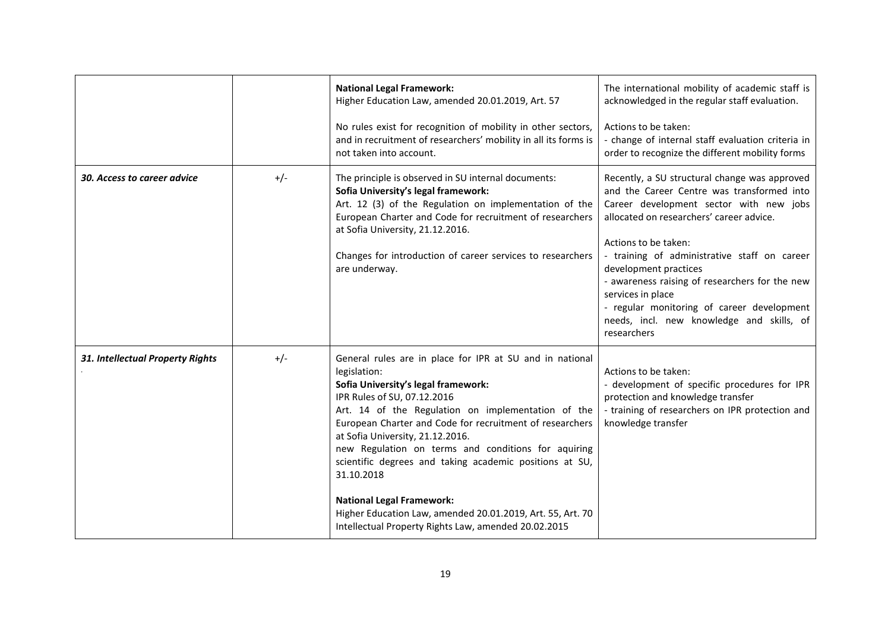| | | | |
|---|---|---|---|
| | | **National Legal Framework:**<br>Higher Education Law, amended 20.01.2019, Art. 57<br><br>No rules exist for recognition of mobility in other sectors, and in recruitment of researchers' mobility in all its forms is not taken into account. | The international mobility of academic staff is acknowledged in the regular staff evaluation.<br><br>Actions to be taken:<br>- change of internal staff evaluation criteria in order to recognize the different mobility forms |
| ***30. Access to career advice*** | +/- | The principle is observed in SU internal documents:<br>**Sofia University's legal framework:**<br>Art. 12 (3) of the Regulation on implementation of the European Charter and Code for recruitment of researchers at Sofia University, 21.12.2016.<br><br>Changes for introduction of career services to researchers are underway. | Recently, a SU structural change was approved and the Career Centre was transformed into Career development sector with new jobs allocated on researchers' career advice.<br><br>Actions to be taken:<br>- training of administrative staff on career development practices<br>- awareness raising of researchers for the new services in place<br>- regular monitoring of career development needs, incl. new knowledge and skills, of researchers |
| ***31. Intellectual Property Rights*** | +/- | General rules are in place for IPR at SU and in national legislation:<br>**Sofia University's legal framework:**<br>IPR Rules of SU, 07.12.2016<br>Art. 14 of the Regulation on implementation of the European Charter and Code for recruitment of researchers at Sofia University, 21.12.2016.<br>new Regulation on terms and conditions for aquiring scientific degrees and taking academic positions at SU, 31.10.2018<br><br>**National Legal Framework:**<br>Higher Education Law, amended 20.01.2019, Art. 55, Art. 70<br>Intellectual Property Rights Law, amended 20.02.2015 | Actions to be taken:<br>- development of specific procedures for IPR protection and knowledge transfer<br>- training of researchers on IPR protection and knowledge transfer |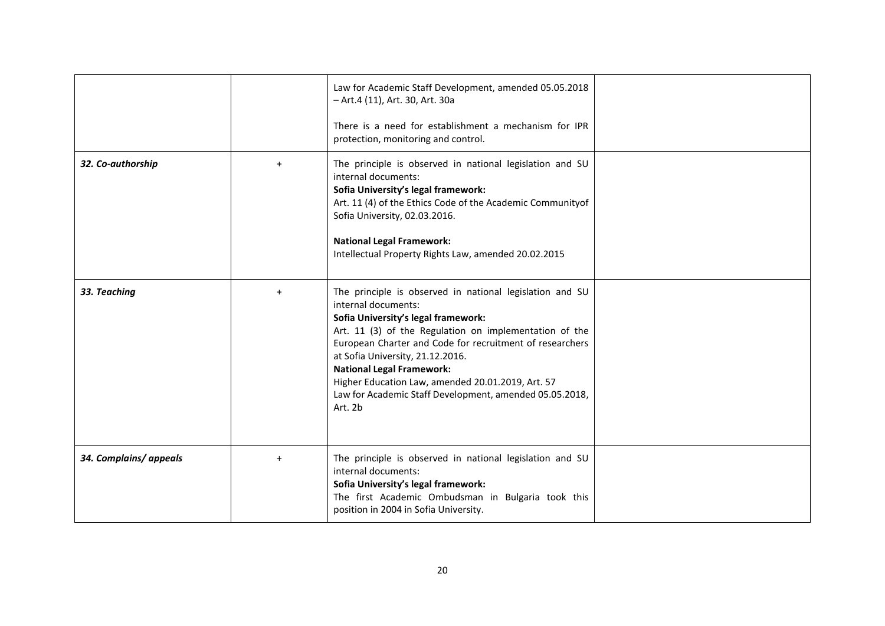| | | | |
|---|---|---|---|
| | | Law for Academic Staff Development, amended 05.05.2018 – Art.4 (11), Art. 30, Art. 30a<br><br>There is a need for establishment a mechanism for IPR protection, monitoring and control. | |
| ***32. Co-authorship*** | + | The principle is observed in national legislation and SU internal documents:<br>**Sofia University's legal framework:**<br>Art. 11 (4) of the Ethics Code of the Academic Communityof Sofia University, 02.03.2016.<br><br>**National Legal Framework:**<br>Intellectual Property Rights Law, amended 20.02.2015 | |
| ***33. Teaching*** | + | The principle is observed in national legislation and SU internal documents:<br>**Sofia University's legal framework:**<br>Art. 11 (3) of the Regulation on implementation of the European Charter and Code for recruitment of researchers at Sofia University, 21.12.2016.<br>**National Legal Framework:**<br>Higher Education Law, amended 20.01.2019, Art. 57<br>Law for Academic Staff Development, amended 05.05.2018, Art. 2b | |
| ***34. Complains/ appeals*** | + | The principle is observed in national legislation and SU internal documents:<br>**Sofia University's legal framework:**<br>The first Academic Ombudsman in Bulgaria took this position in 2004 in Sofia University. | |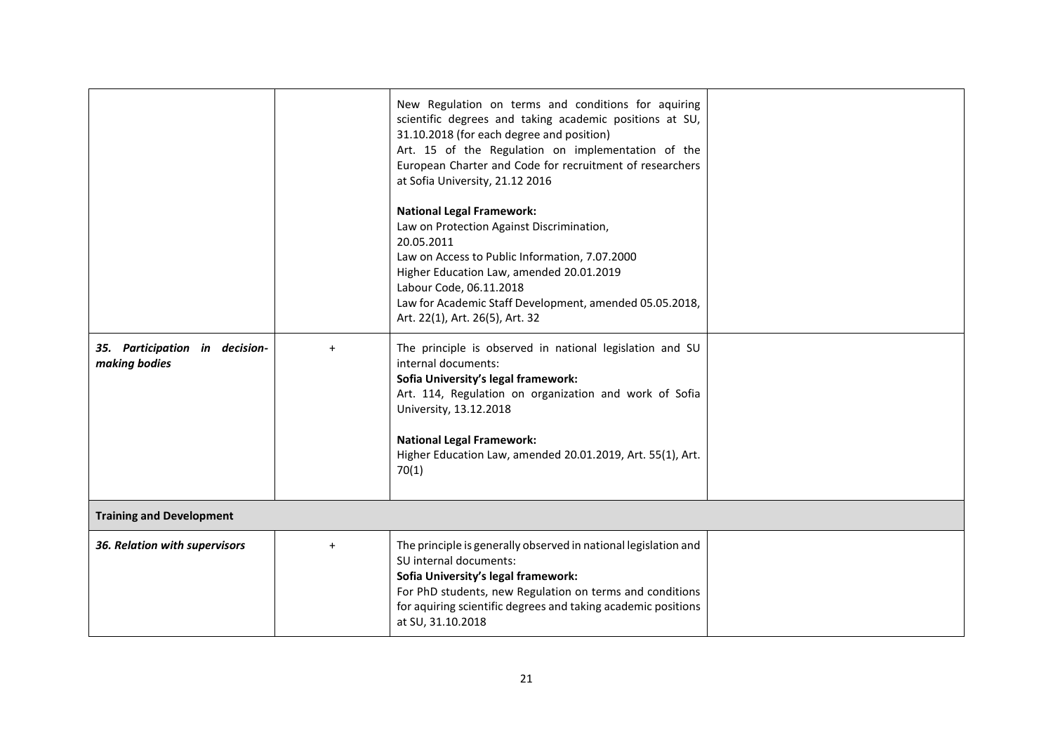| | | | |
|---|---|---|---|
| | | New Regulation on terms and conditions for aquiring scientific degrees and taking academic positions at SU, 31.10.2018 (for each degree and position)<br>Art. 15 of the Regulation on implementation of the European Charter and Code for recruitment of researchers at Sofia University, 21.12 2016<br><br>**National Legal Framework:**<br>Law on Protection Against Discrimination, 20.05.2011<br>Law on Access to Public Information, 7.07.2000<br>Higher Education Law, amended 20.01.2019<br>Labour Code, 06.11.2018<br>Law for Academic Staff Development, amended 05.05.2018, Art. 22(1), Art. 26(5), Art. 32 | |
| ***35. Participation in decision-making bodies*** | + | The principle is observed in national legislation and SU internal documents:<br>**Sofia University's legal framework:**<br>Art. 114, Regulation on organization and work of Sofia University, 13.12.2018<br><br>**National Legal Framework:**<br>Higher Education Law, amended 20.01.2019, Art. 55(1), Art. 70(1) | |
| **Training and Development** | | | |
| ***36. Relation with supervisors*** | + | The principle is generally observed in national legislation and SU internal documents:<br>**Sofia University's legal framework:**<br>For PhD students, new Regulation on terms and conditions for aquiring scientific degrees and taking academic positions at SU, 31.10.2018 | |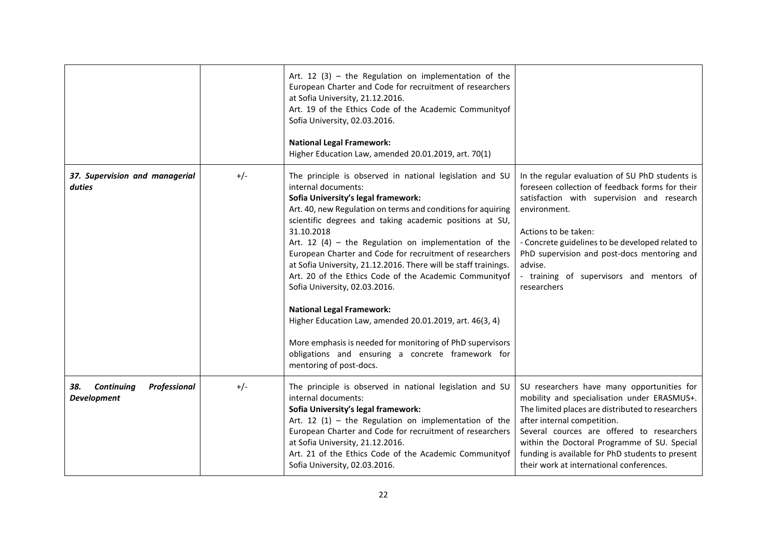| | | | |
|---|---|---|---|
| | | Art. 12 (3) – the Regulation on implementation of the European Charter and Code for recruitment of researchers at Sofia University, 21.12.2016.<br>Art. 19 of the Ethics Code of the Academic Communityof Sofia University, 02.03.2016.<br><br>**National Legal Framework:**<br>Higher Education Law, amended 20.01.2019, art. 70(1) | |
| ***37. Supervision and managerial duties*** | +/- | The principle is observed in national legislation and SU internal documents:<br>**Sofia University's legal framework:**<br>Art. 40, new Regulation on terms and conditions for aquiring scientific degrees and taking academic positions at SU, 31.10.2018<br>Art. 12 (4) – the Regulation on implementation of the European Charter and Code for recruitment of researchers at Sofia University, 21.12.2016. There will be staff trainings.<br>Art. 20 of the Ethics Code of the Academic Communityof Sofia University, 02.03.2016.<br><br>**National Legal Framework:**<br>Higher Education Law, amended 20.01.2019, art. 46(3, 4)<br><br>More emphasis is needed for monitoring of PhD supervisors obligations and ensuring a concrete framework for mentoring of post-docs. | In the regular evaluation of SU PhD students is foreseen collection of feedback forms for their satisfaction with supervision and research environment.<br><br>Actions to be taken:<br>- Concrete guidelines to be developed related to PhD supervision and post-docs mentoring and advise.<br>- training of supervisors and mentors of researchers |
| ***38. Continuing Professional Development*** | +/- | The principle is observed in national legislation and SU internal documents:<br>**Sofia University's legal framework:**<br>Art. 12 (1) – the Regulation on implementation of the European Charter and Code for recruitment of researchers at Sofia University, 21.12.2016.<br>Art. 21 of the Ethics Code of the Academic Communityof Sofia University, 02.03.2016. | SU researchers have many opportunities for mobility and specialisation under ERASMUS+. The limited places are distributed to researchers after internal competition.<br>Several cources are offered to researchers within the Doctoral Programme of SU. Special funding is available for PhD students to present their work at international conferences. |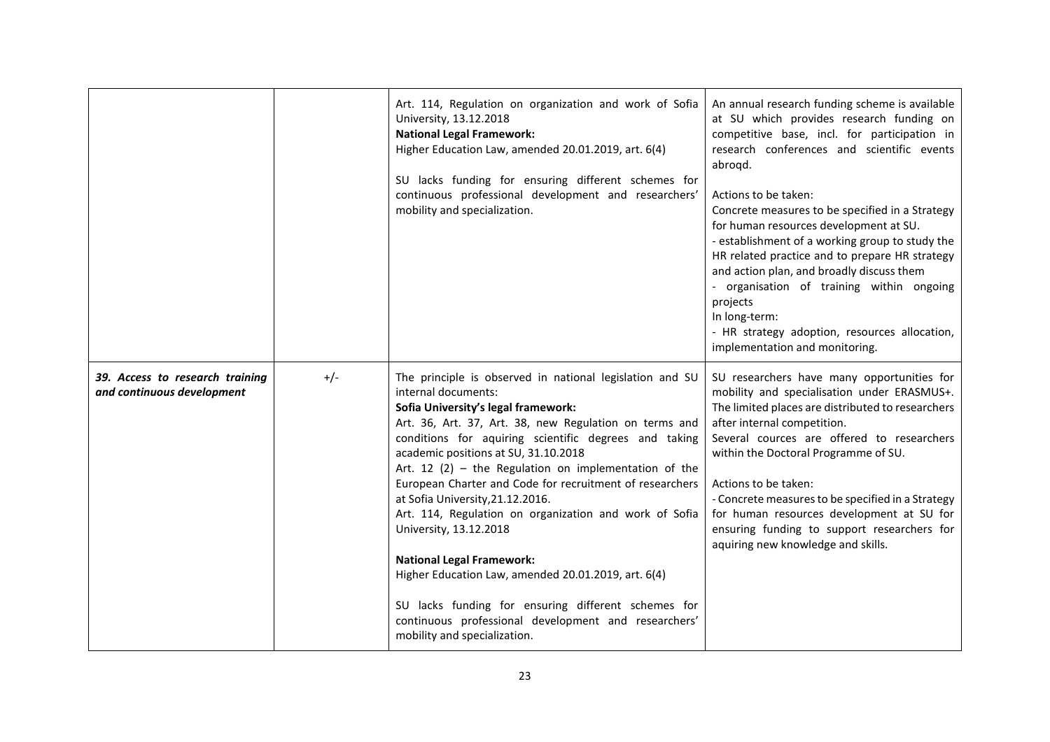| | | | |
|---|---|---|---|
| | | Art. 114, Regulation on organization and work of Sofia University, 13.12.2018<br>**National Legal Framework:**<br>Higher Education Law, amended 20.01.2019, art. 6(4)<br><br>SU lacks funding for ensuring different schemes for continuous professional development and researchers' mobility and specialization. | An annual research funding scheme is available at SU which provides research funding on competitive base, incl. for participation in research conferences and scientific events abroqd.<br><br>Actions to be taken:<br>Concrete measures to be specified in a Strategy for human resources development at SU.<br>- establishment of a working group to study the HR related practice and to prepare HR strategy and action plan, and broadly discuss them<br>- organisation of training within ongoing projects<br>In long-term:<br>- HR strategy adoption, resources allocation, implementation and monitoring. |
| ***39. Access to research training and continuous development*** | +/- | The principle is observed in national legislation and SU internal documents:<br>**Sofia University's legal framework:**<br>Art. 36, Art. 37, Art. 38, new Regulation on terms and conditions for aquiring scientific degrees and taking academic positions at SU, 31.10.2018<br>Art. 12 (2) – the Regulation on implementation of the European Charter and Code for recruitment of researchers at Sofia University,21.12.2016.<br>Art. 114, Regulation on organization and work of Sofia University, 13.12.2018<br><br>**National Legal Framework:**<br>Higher Education Law, amended 20.01.2019, art. 6(4)<br><br>SU lacks funding for ensuring different schemes for continuous professional development and researchers' mobility and specialization. | SU researchers have many opportunities for mobility and specialisation under ERASMUS+. The limited places are distributed to researchers after internal competition.<br>Several cources are offered to researchers within the Doctoral Programme of SU.<br><br>Actions to be taken:<br>- Concrete measures to be specified in a Strategy for human resources development at SU for ensuring funding to support researchers for aquiring new knowledge and skills. |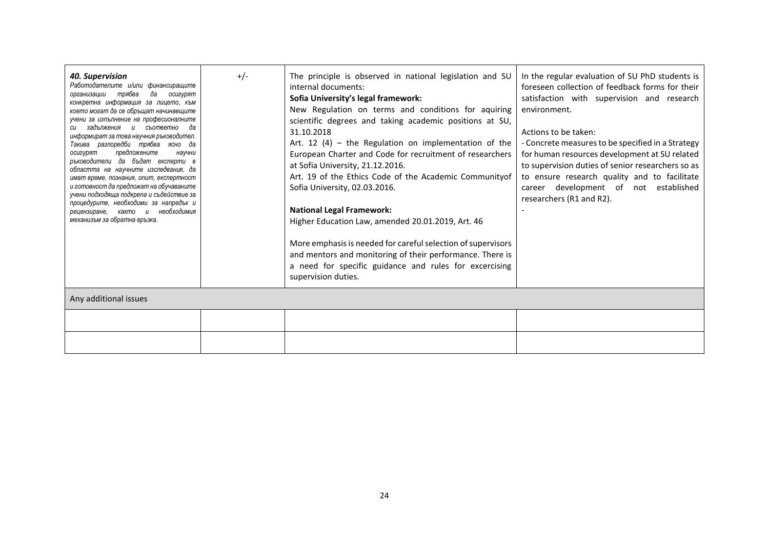| | | | |
|---|---|---|---|
| ***40. Supervision*** <br> *Работодателите и/или финансиращите организации трябва да осигурят конкретна информация за лицето, към което могат да се обръщат начинаещите учени за изпълнение на професионалните си задължения и съответно да информират за това научния ръководител. Такива разпоредби трябва ясно да осигурят предложените научни ръководители да бъдат експерти в областта на научните изследвания, да имат време, познания, опит, експертност и готовност да предложат на обучаваните учени подходяща подкрепа и съдействие за процедурите, необходими за напредък и рецензиране, както и необходимия механизъм за обратна връзка.* | +/- | The principle is observed in national legislation and SU internal documents: <br> **Sofia University's legal framework:** <br> New Regulation on terms and conditions for aquiring scientific degrees and taking academic positions at SU, 31.10.2018 <br> Art. 12 (4) – the Regulation on implementation of the European Charter and Code for recruitment of researchers at Sofia University, 21.12.2016. <br> Art. 19 of the Ethics Code of the Academic Communityof Sofia University, 02.03.2016. <br><br> **National Legal Framework:** <br> Higher Education Law, amended 20.01.2019, Art. 46 <br><br> More emphasis is needed for careful selection of supervisors and mentors and monitoring of their performance. There is a need for specific guidance and rules for excercising supervision duties. | In the regular evaluation of SU PhD students is foreseen collection of feedback forms for their satisfaction with supervision and research environment. <br><br> Actions to be taken: <br> - Concrete measures to be specified in a Strategy for human resources development at SU related to supervision duties of senior researchers so as to ensure research quality and to facilitate career development of not established researchers (R1 and R2). <br> - |
| Any additional issues | | | |
| | | | |
| | | | |